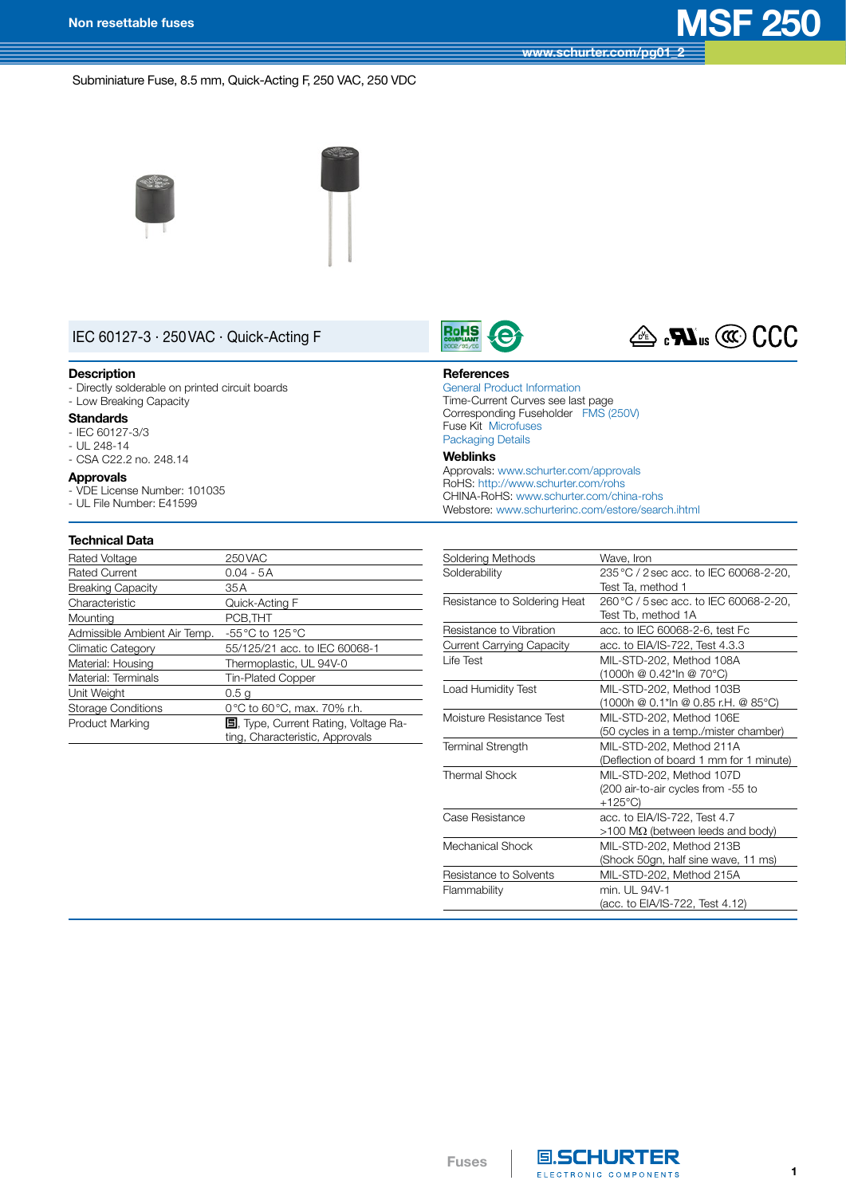# MSF 250

Non resettable fuses

www.schurter.com/pg01_2

Subminiature Fuse, 8.5 mm, Quick-Acting F, 250 VAC, 250 VDC

## IEC 60127-3 · 250 VAC · Quick-Acting F

### Description
- Directly solderable on printed circuit boards
- Low Breaking Capacity

### Standards
- IEC 60127-3/3
- UL 248-14
- CSA C22.2 no. 248.14

### Approvals
- VDE License Number: 101035
- UL File Number: E41599

### References
General Product Information
Time-Current Curves see last page
Corresponding Fuseholder FMS (250V)
Fuse Kit Microfuses
Packaging Details

### Weblinks
Approvals: www.schurter.com/approvals
RoHS: http://www.schurter.com/rohs
CHINA-RoHS: www.schurter.com/china-rohs
Webstore: www.schurterinc.com/estore/search.ihtml

### Technical Data

| | |
|---|---|
| Rated Voltage | 250 VAC |
| Rated Current | 0.04 - 5 A |
| Breaking Capacity | 35 A |
| Characteristic | Quick-Acting F |
| Mounting | PCB,THT |
| Admissible Ambient Air Temp. | -55 °C to 125 °C |
| Climatic Category | 55/125/21 acc. to IEC 60068-1 |
| Material: Housing | Thermoplastic, UL 94V-0 |
| Material: Terminals | Tin-Plated Copper |
| Unit Weight | 0.5 g |
| Storage Conditions | 0 °C to 60 °C, max. 70% r.h. |
| Product Marking | Ⓢ, Type, Current Rating, Voltage Rating, Characteristic, Approvals |

| | |
|---|---|
| Soldering Methods | Wave, Iron |
| Solderability | 235 °C / 2 sec acc. to IEC 60068-2-20, Test Ta, method 1 |
| Resistance to Soldering Heat | 260 °C / 5 sec acc. to IEC 60068-2-20, Test Tb, method 1A |
| Resistance to Vibration | acc. to IEC 60068-2-6, test Fc |
| Current Carrying Capacity | acc. to EIA/IS-722, Test 4.3.3 |
| Life Test | MIL-STD-202, Method 108A (1000h @ 0.42*In @ 70°C) |
| Load Humidity Test | MIL-STD-202, Method 103B (1000h @ 0.1*In @ 0.85 r.H. @ 85°C) |
| Moisture Resistance Test | MIL-STD-202, Method 106E (50 cycles in a temp./mister chamber) |
| Terminal Strength | MIL-STD-202, Method 211A (Deflection of board 1 mm for 1 minute) |
| Thermal Shock | MIL-STD-202, Method 107D (200 air-to-air cycles from -55 to +125°C) |
| Case Resistance | acc. to EIA/IS-722, Test 4.7 >100 MΩ (between leeds and body) |
| Mechanical Shock | MIL-STD-202, Method 213B (Shock 50gn, half sine wave, 11 ms) |
| Resistance to Solvents | MIL-STD-202, Method 215A |
| Flammability | min. UL 94V-1 (acc. to EIA/IS-722, Test 4.12) |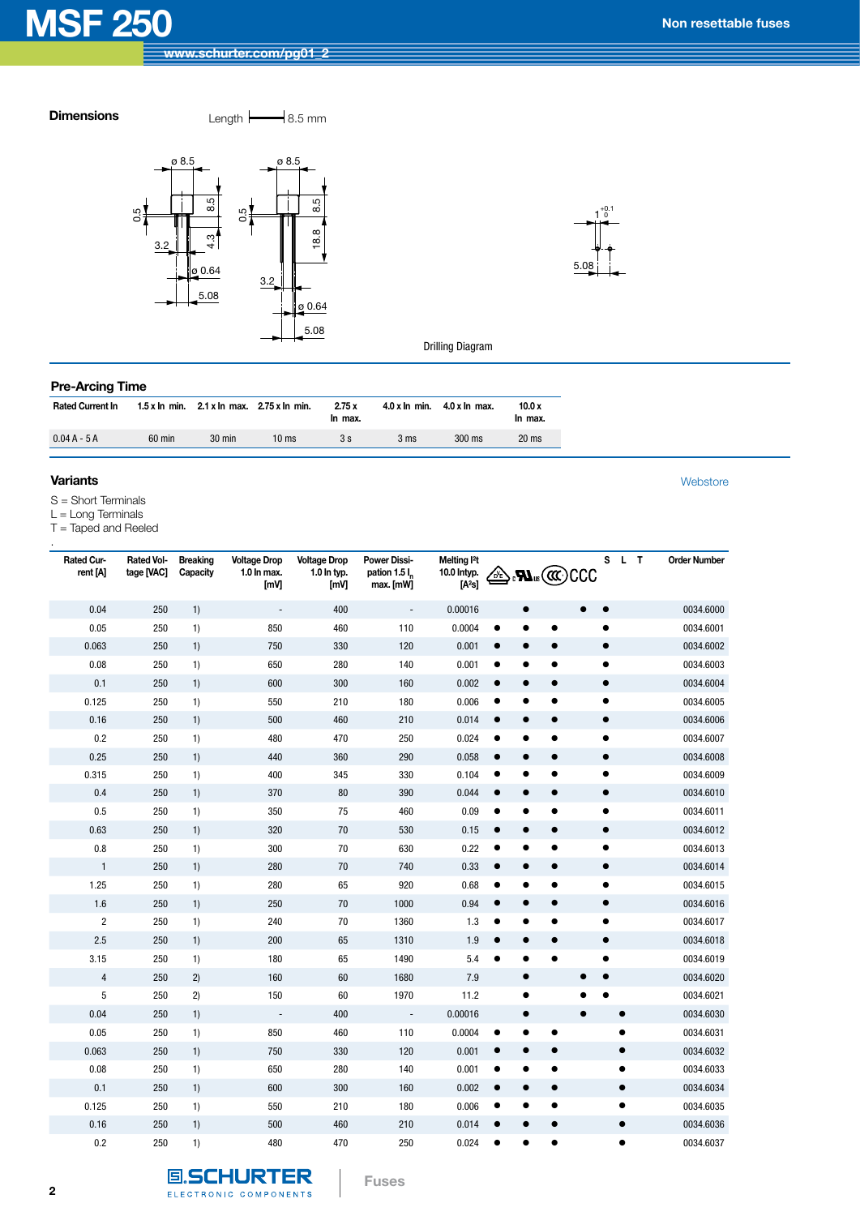## Dimensions

Length 8.5 mm

Drilling Diagram

## Pre-Arcing Time

| Rated Current In | 1.5 x In min. | 2.1 x In max. | 2.75 x In min. | 2.75 x In max. | 4.0 x In min. | 4.0 x In max. | 10.0 x In max. |
|---|---|---|---|---|---|---|---|
| 0.04 A - 5 A | 60 min | 30 min | 10 ms | 3 s | 3 ms | 300 ms | 20 ms |

## Variants

Webstore

S = Short Terminals
L = Long Terminals
T = Taped and Reeled

| Rated Current [A] | Rated Voltage [VAC] | Breaking Capacity | Voltage Drop 1.0 In max. [mV] | Voltage Drop 1.0 In typ. [mV] | Power Dissipation 1.5 $I_n$ max. [mW] | Melting I²t 10.0 Intyp. [A²s] | VDE | UL | CQC | CCC | S | L | T | Order Number |
|---|---|---|---|---|---|---|---|---|---|---|---|---|---|---|
| 0.04 | 250 | 1) | - | 400 | - | 0.00016 | | ● | | ● | ● | | | 0034.6000 |
| 0.05 | 250 | 1) | 850 | 460 | 110 | 0.0004 | ● | ● | ● | | ● | | | 0034.6001 |
| 0.063 | 250 | 1) | 750 | 330 | 120 | 0.001 | ● | ● | ● | | ● | | | 0034.6002 |
| 0.08 | 250 | 1) | 650 | 280 | 140 | 0.001 | ● | ● | ● | | ● | | | 0034.6003 |
| 0.1 | 250 | 1) | 600 | 300 | 160 | 0.002 | ● | ● | ● | | ● | | | 0034.6004 |
| 0.125 | 250 | 1) | 550 | 210 | 180 | 0.006 | ● | ● | ● | | ● | | | 0034.6005 |
| 0.16 | 250 | 1) | 500 | 460 | 210 | 0.014 | ● | ● | ● | | ● | | | 0034.6006 |
| 0.2 | 250 | 1) | 480 | 470 | 250 | 0.024 | ● | ● | ● | | ● | | | 0034.6007 |
| 0.25 | 250 | 1) | 440 | 360 | 290 | 0.058 | ● | ● | ● | | ● | | | 0034.6008 |
| 0.315 | 250 | 1) | 400 | 345 | 330 | 0.104 | ● | ● | ● | | ● | | | 0034.6009 |
| 0.4 | 250 | 1) | 370 | 80 | 390 | 0.044 | ● | ● | ● | | ● | | | 0034.6010 |
| 0.5 | 250 | 1) | 350 | 75 | 460 | 0.09 | ● | ● | ● | | ● | | | 0034.6011 |
| 0.63 | 250 | 1) | 320 | 70 | 530 | 0.15 | ● | ● | ● | | ● | | | 0034.6012 |
| 0.8 | 250 | 1) | 300 | 70 | 630 | 0.22 | ● | ● | ● | | ● | | | 0034.6013 |
| 1 | 250 | 1) | 280 | 70 | 740 | 0.33 | ● | ● | ● | | ● | | | 0034.6014 |
| 1.25 | 250 | 1) | 280 | 65 | 920 | 0.68 | ● | ● | ● | | ● | | | 0034.6015 |
| 1.6 | 250 | 1) | 250 | 70 | 1000 | 0.94 | ● | ● | ● | | ● | | | 0034.6016 |
| 2 | 250 | 1) | 240 | 70 | 1360 | 1.3 | ● | ● | ● | | ● | | | 0034.6017 |
| 2.5 | 250 | 1) | 200 | 65 | 1310 | 1.9 | ● | ● | ● | | ● | | | 0034.6018 |
| 3.15 | 250 | 1) | 180 | 65 | 1490 | 5.4 | ● | ● | ● | | ● | | | 0034.6019 |
| 4 | 250 | 2) | 160 | 60 | 1680 | 7.9 | | ● | | ● | ● | | | 0034.6020 |
| 5 | 250 | 2) | 150 | 60 | 1970 | 11.2 | | ● | | ● | ● | | | 0034.6021 |
| 0.04 | 250 | 1) | - | 400 | - | 0.00016 | | ● | | ● | | ● | | 0034.6030 |
| 0.05 | 250 | 1) | 850 | 460 | 110 | 0.0004 | ● | ● | ● | | | ● | | 0034.6031 |
| 0.063 | 250 | 1) | 750 | 330 | 120 | 0.001 | ● | ● | ● | | | ● | | 0034.6032 |
| 0.08 | 250 | 1) | 650 | 280 | 140 | 0.001 | ● | ● | ● | | | ● | | 0034.6033 |
| 0.1 | 250 | 1) | 600 | 300 | 160 | 0.002 | ● | ● | ● | | | ● | | 0034.6034 |
| 0.125 | 250 | 1) | 550 | 210 | 180 | 0.006 | ● | ● | ● | | | ● | | 0034.6035 |
| 0.16 | 250 | 1) | 500 | 460 | 210 | 0.014 | ● | ● | ● | | | ● | | 0034.6036 |
| 0.2 | 250 | 1) | 480 | 470 | 250 | 0.024 | ● | ● | ● | | | ● | | 0034.6037 |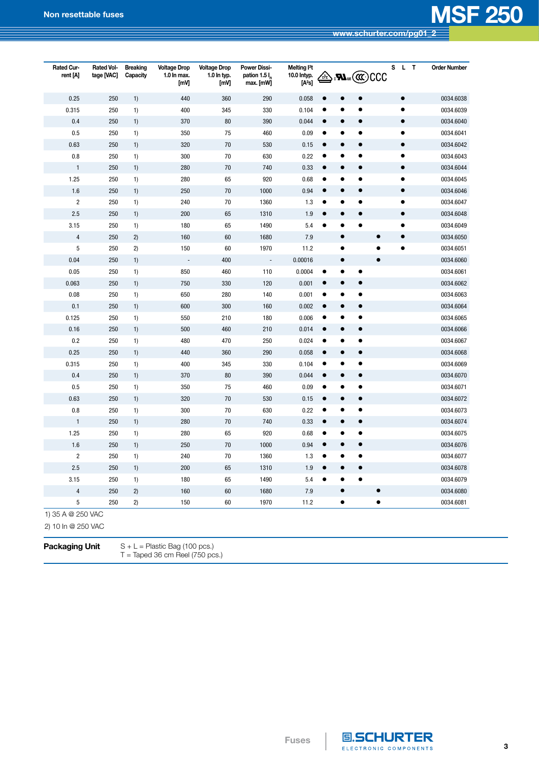# Non resettable fuses

# MSF 250

www.schurter.com/pg01_2

| Rated Current [A] | Rated Voltage [VAC] | Breaking Capacity | Voltage Drop 1.0 In max. [mV] | Voltage Drop 1.0 In typ. [mV] | Power Dissipation 1.5 $I_n$ max. [mW] | Melting I²t 10.0 Intyp. [A²s] | VDE | cULus | CCC (logo) | CCC | S | L | T | Order Number |
|---|---|---|---|---|---|---|---|---|---|---|---|---|---|---|
| 0.25 | 250 | 1) | 440 | 360 | 290 | 0.058 | ● | ● | ● | | | ● | | 0034.6038 |
| 0.315 | 250 | 1) | 400 | 345 | 330 | 0.104 | ● | ● | ● | | | ● | | 0034.6039 |
| 0.4 | 250 | 1) | 370 | 80 | 390 | 0.044 | ● | ● | ● | | | ● | | 0034.6040 |
| 0.5 | 250 | 1) | 350 | 75 | 460 | 0.09 | ● | ● | ● | | | ● | | 0034.6041 |
| 0.63 | 250 | 1) | 320 | 70 | 530 | 0.15 | ● | ● | ● | | | ● | | 0034.6042 |
| 0.8 | 250 | 1) | 300 | 70 | 630 | 0.22 | ● | ● | ● | | | ● | | 0034.6043 |
| 1 | 250 | 1) | 280 | 70 | 740 | 0.33 | ● | ● | ● | | | ● | | 0034.6044 |
| 1.25 | 250 | 1) | 280 | 65 | 920 | 0.68 | ● | ● | ● | | | ● | | 0034.6045 |
| 1.6 | 250 | 1) | 250 | 70 | 1000 | 0.94 | ● | ● | ● | | | ● | | 0034.6046 |
| 2 | 250 | 1) | 240 | 70 | 1360 | 1.3 | ● | ● | ● | | | ● | | 0034.6047 |
| 2.5 | 250 | 1) | 200 | 65 | 1310 | 1.9 | ● | ● | ● | | | ● | | 0034.6048 |
| 3.15 | 250 | 1) | 180 | 65 | 1490 | 5.4 | ● | ● | ● | | | ● | | 0034.6049 |
| 4 | 250 | 2) | 160 | 60 | 1680 | 7.9 | | ● | | ● | | ● | | 0034.6050 |
| 5 | 250 | 2) | 150 | 60 | 1970 | 11.2 | | ● | | ● | | ● | | 0034.6051 |
| 0.04 | 250 | 1) | - | 400 | - | 0.00016 | | ● | | ● | | | | 0034.6060 |
| 0.05 | 250 | 1) | 850 | 460 | 110 | 0.0004 | ● | ● | ● | | | | | 0034.6061 |
| 0.063 | 250 | 1) | 750 | 330 | 120 | 0.001 | ● | ● | ● | | | | | 0034.6062 |
| 0.08 | 250 | 1) | 650 | 280 | 140 | 0.001 | ● | ● | ● | | | | | 0034.6063 |
| 0.1 | 250 | 1) | 600 | 300 | 160 | 0.002 | ● | ● | ● | | | | | 0034.6064 |
| 0.125 | 250 | 1) | 550 | 210 | 180 | 0.006 | ● | ● | ● | | | | | 0034.6065 |
| 0.16 | 250 | 1) | 500 | 460 | 210 | 0.014 | ● | ● | ● | | | | | 0034.6066 |
| 0.2 | 250 | 1) | 480 | 470 | 250 | 0.024 | ● | ● | ● | | | | | 0034.6067 |
| 0.25 | 250 | 1) | 440 | 360 | 290 | 0.058 | ● | ● | ● | | | | | 0034.6068 |
| 0.315 | 250 | 1) | 400 | 345 | 330 | 0.104 | ● | ● | ● | | | | | 0034.6069 |
| 0.4 | 250 | 1) | 370 | 80 | 390 | 0.044 | ● | ● | ● | | | | | 0034.6070 |
| 0.5 | 250 | 1) | 350 | 75 | 460 | 0.09 | ● | ● | ● | | | | | 0034.6071 |
| 0.63 | 250 | 1) | 320 | 70 | 530 | 0.15 | ● | ● | ● | | | | | 0034.6072 |
| 0.8 | 250 | 1) | 300 | 70 | 630 | 0.22 | ● | ● | ● | | | | | 0034.6073 |
| 1 | 250 | 1) | 280 | 70 | 740 | 0.33 | ● | ● | ● | | | | | 0034.6074 |
| 1.25 | 250 | 1) | 280 | 65 | 920 | 0.68 | ● | ● | ● | | | | | 0034.6075 |
| 1.6 | 250 | 1) | 250 | 70 | 1000 | 0.94 | ● | ● | ● | | | | | 0034.6076 |
| 2 | 250 | 1) | 240 | 70 | 1360 | 1.3 | ● | ● | ● | | | | | 0034.6077 |
| 2.5 | 250 | 1) | 200 | 65 | 1310 | 1.9 | ● | ● | ● | | | | | 0034.6078 |
| 3.15 | 250 | 1) | 180 | 65 | 1490 | 5.4 | ● | ● | ● | | | | | 0034.6079 |
| 4 | 250 | 2) | 160 | 60 | 1680 | 7.9 | | ● | | ● | | | | 0034.6080 |
| 5 | 250 | 2) | 150 | 60 | 1970 | 11.2 | | ● | | ● | | | | 0034.6081 |

1) 35 A @ 250 VAC

2) 10 In @ 250 VAC

**Packaging Unit**

S + L = Plastic Bag (100 pcs.)
T = Taped 36 cm Reel (750 pcs.)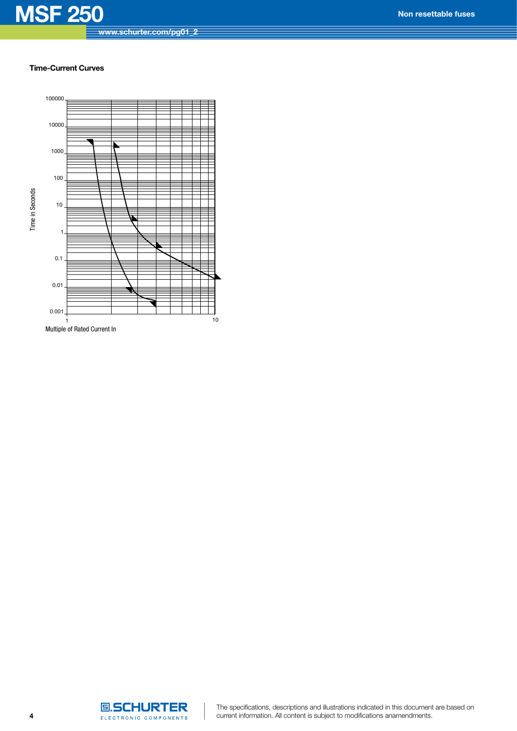## Time-Current Curves

Time in Seconds

100000
10000
1000
100
10
1
0.1
0.01
0.001

1
10

Multiple of Rated Current In

The specifications, descriptions and illustrations indicated in this document are based on current information. All content is subject to modifications anamendments.